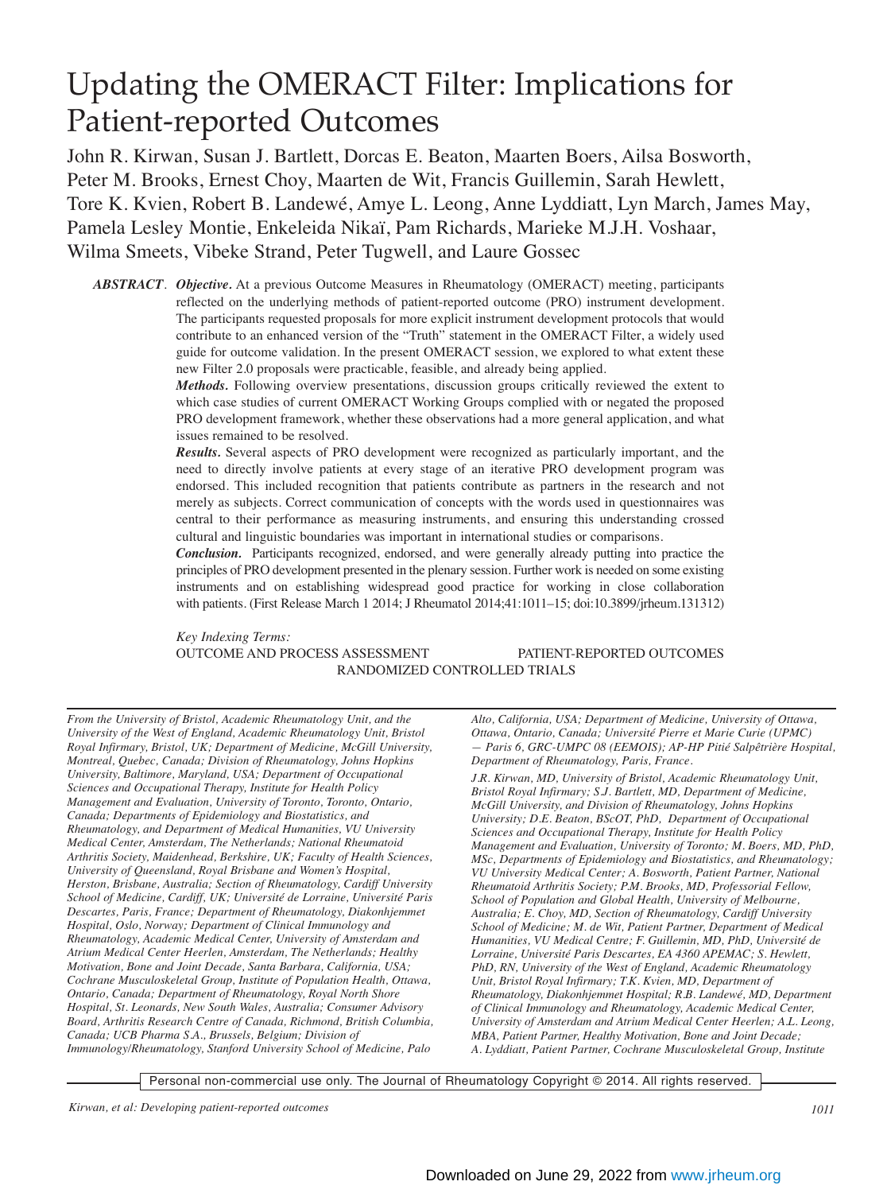# Updating the OMERACT Filter: Implications for Patient-reported Outcomes

John R. Kirwan, Susan J. Bartlett, Dorcas E. Beaton, Maarten Boers, Ailsa Bosworth, Peter M. Brooks, Ernest Choy, Maarten de Wit, Francis Guillemin, Sarah Hewlett, Tore K. Kvien, Robert B. Landewé, Amye L. Leong, Anne Lyddiatt, Lyn March, James May, Pamela Lesley Montie, Enkeleida Nikaï, Pam Richards, Marieke M.J.H. Voshaar, Wilma Smeets, Vibeke Strand, Peter Tugwell, and Laure Gossec

***ABSTRACT***. ***Objective.*** At a previous Outcome Measures in Rheumatology (OMERACT) meeting, participants reflected on the underlying methods of patient-reported outcome (PRO) instrument development. The participants requested proposals for more explicit instrument development protocols that would contribute to an enhanced version of the "Truth" statement in the OMERACT Filter, a widely used guide for outcome validation. In the present OMERACT session, we explored to what extent these new Filter 2.0 proposals were practicable, feasible, and already being applied.

***Methods.*** Following overview presentations, discussion groups critically reviewed the extent to which case studies of current OMERACT Working Groups complied with or negated the proposed PRO development framework, whether these observations had a more general application, and what issues remained to be resolved.

***Results.*** Several aspects of PRO development were recognized as particularly important, and the need to directly involve patients at every stage of an iterative PRO development program was endorsed. This included recognition that patients contribute as partners in the research and not merely as subjects. Correct communication of concepts with the words used in questionnaires was central to their performance as measuring instruments, and ensuring this understanding crossed cultural and linguistic boundaries was important in international studies or comparisons.

***Conclusion.*** Participants recognized, endorsed, and were generally already putting into practice the principles of PRO development presented in the plenary session. Further work is needed on some existing instruments and on establishing widespread good practice for working in close collaboration with patients. (First Release March 1 2014; J Rheumatol 2014;41:1011–15; doi:10.3899/jrheum.131312)

*Key Indexing Terms:*
OUTCOME AND PROCESS ASSESSMENT — PATIENT-REPORTED OUTCOMES — RANDOMIZED CONTROLLED TRIALS

*From the University of Bristol, Academic Rheumatology Unit, and the University of the West of England, Academic Rheumatology Unit, Bristol Royal Infirmary, Bristol, UK; Department of Medicine, McGill University, Montreal, Quebec, Canada; Division of Rheumatology, Johns Hopkins University, Baltimore, Maryland, USA; Department of Occupational Sciences and Occupational Therapy, Institute for Health Policy Management and Evaluation, University of Toronto, Toronto, Ontario, Canada; Departments of Epidemiology and Biostatistics, and Rheumatology, and Department of Medical Humanities, VU University Medical Center, Amsterdam, The Netherlands; National Rheumatoid Arthritis Society, Maidenhead, Berkshire, UK; Faculty of Health Sciences, University of Queensland, Royal Brisbane and Women's Hospital, Herston, Brisbane, Australia; Section of Rheumatology, Cardiff University School of Medicine, Cardiff, UK; Université de Lorraine, Université Paris Descartes, Paris, France; Department of Rheumatology, Diakonhjemmet Hospital, Oslo, Norway; Department of Clinical Immunology and Rheumatology, Academic Medical Center, University of Amsterdam and Atrium Medical Center Heerlen, Amsterdam, The Netherlands; Healthy Motivation, Bone and Joint Decade, Santa Barbara, California, USA; Cochrane Musculoskeletal Group, Institute of Population Health, Ottawa, Ontario, Canada; Department of Rheumatology, Royal North Shore Hospital, St. Leonards, New South Wales, Australia; Consumer Advisory Board, Arthritis Research Centre of Canada, Richmond, British Columbia, Canada; UCB Pharma S.A., Brussels, Belgium; Division of Immunology/Rheumatology, Stanford University School of Medicine, Palo Alto, California, USA; Department of Medicine, University of Ottawa, Ottawa, Ontario, Canada; Université Pierre et Marie Curie (UPMC) — Paris 6, GRC-UMPC 08 (EEMOIS); AP-HP Pitié Salpêtrière Hospital, Department of Rheumatology, Paris, France.*

*J.R. Kirwan, MD, University of Bristol, Academic Rheumatology Unit, Bristol Royal Infirmary; S.J. Bartlett, MD, Department of Medicine, McGill University, and Division of Rheumatology, Johns Hopkins University; D.E. Beaton, BScOT, PhD, Department of Occupational Sciences and Occupational Therapy, Institute for Health Policy Management and Evaluation, University of Toronto; M. Boers, MD, PhD, MSc, Departments of Epidemiology and Biostatistics, and Rheumatology; VU University Medical Center; A. Bosworth, Patient Partner, National Rheumatoid Arthritis Society; P.M. Brooks, MD, Professorial Fellow, School of Population and Global Health, University of Melbourne, Australia; E. Choy, MD, Section of Rheumatology, Cardiff University School of Medicine; M. de Wit, Patient Partner, Department of Medical Humanities, VU Medical Centre; F. Guillemin, MD, PhD, Université de Lorraine, Université Paris Descartes, EA 4360 APEMAC; S. Hewlett, PhD, RN, University of the West of England, Academic Rheumatology Unit, Bristol Royal Infirmary; T.K. Kvien, MD, Department of Rheumatology, Diakonhjemmet Hospital; R.B. Landewé, MD, Department of Clinical Immunology and Rheumatology, Academic Medical Center, University of Amsterdam and Atrium Medical Center Heerlen; A.L. Leong, MBA, Patient Partner, Healthy Motivation, Bone and Joint Decade; A. Lyddiatt, Patient Partner, Cochrane Musculoskeletal Group, Institute*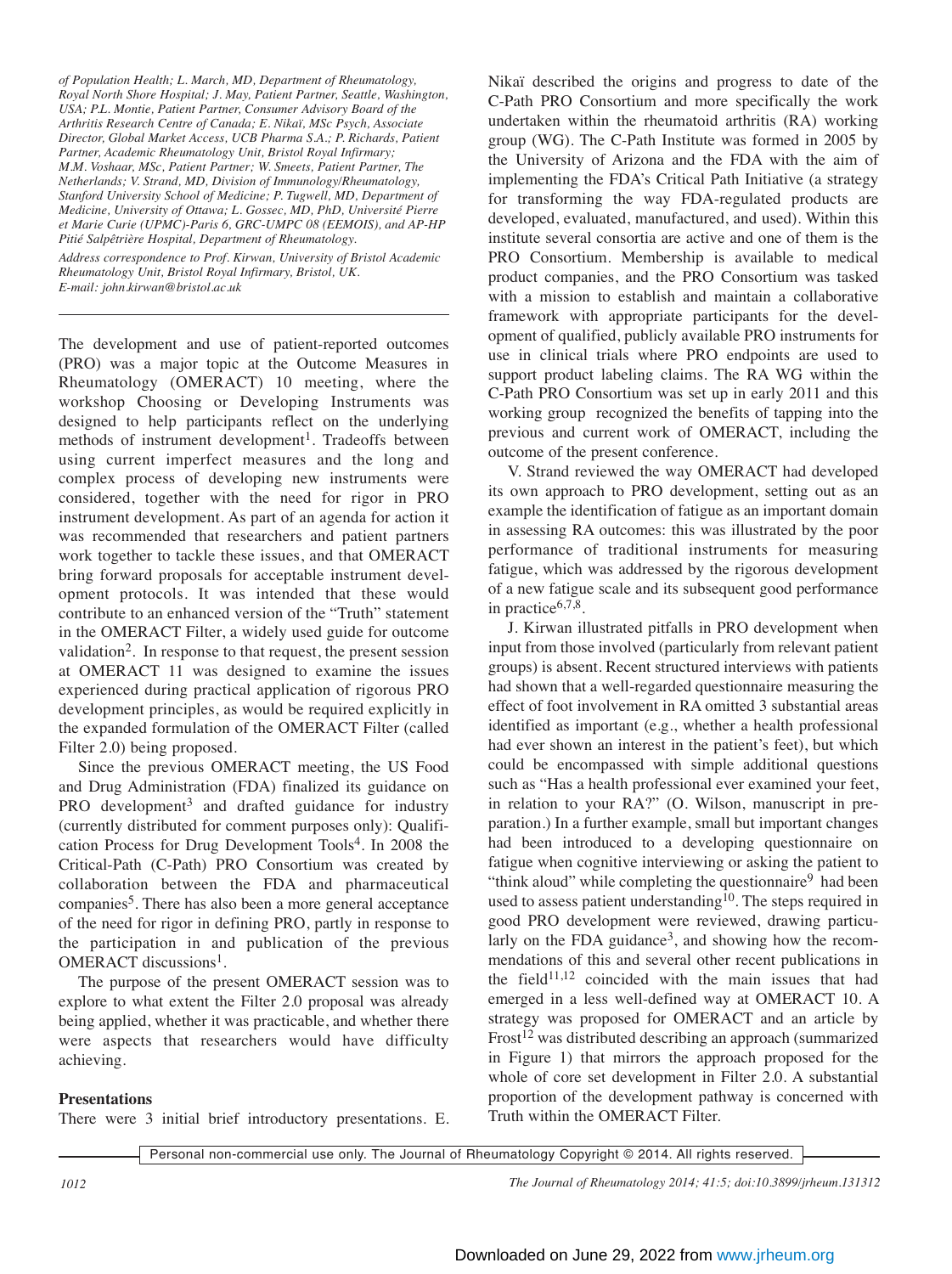*of Population Health; L. March, MD, Department of Rheumatology, Royal North Shore Hospital; J. May, Patient Partner, Seattle, Washington, USA; P.L. Montie, Patient Partner, Consumer Advisory Board of the Arthritis Research Centre of Canada; E. Nikaï, MSc Psych, Associate Director, Global Market Access, UCB Pharma S.A.; P. Richards, Patient Partner, Academic Rheumatology Unit, Bristol Royal Infirmary; M.M. Voshaar, MSc, Patient Partner; W. Smeets, Patient Partner, The Netherlands; V. Strand, MD, Division of Immunology/Rheumatology, Stanford University School of Medicine; P. Tugwell, MD, Department of Medicine, University of Ottawa; L. Gossec, MD, PhD, Université Pierre et Marie Curie (UPMC)-Paris 6, GRC-UMPC 08 (EEMOIS), and AP-HP Pitié Salpêtrière Hospital, Department of Rheumatology.*

*Address correspondence to Prof. Kirwan, University of Bristol Academic Rheumatology Unit, Bristol Royal Infirmary, Bristol, UK. E-mail: john.kirwan@bristol.ac.uk*

The development and use of patient-reported outcomes (PRO) was a major topic at the Outcome Measures in Rheumatology (OMERACT) 10 meeting, where the workshop Choosing or Developing Instruments was designed to help participants reflect on the underlying methods of instrument development[1]. Tradeoffs between using current imperfect measures and the long and complex process of developing new instruments were considered, together with the need for rigor in PRO instrument development. As part of an agenda for action it was recommended that researchers and patient partners work together to tackle these issues, and that OMERACT bring forward proposals for acceptable instrument development protocols. It was intended that these would contribute to an enhanced version of the "Truth" statement in the OMERACT Filter, a widely used guide for outcome validation[2]. In response to that request, the present session at OMERACT 11 was designed to examine the issues experienced during practical application of rigorous PRO development principles, as would be required explicitly in the expanded formulation of the OMERACT Filter (called Filter 2.0) being proposed.

Since the previous OMERACT meeting, the US Food and Drug Administration (FDA) finalized its guidance on PRO development[3] and drafted guidance for industry (currently distributed for comment purposes only): Qualification Process for Drug Development Tools[4]. In 2008 the Critical-Path (C-Path) PRO Consortium was created by collaboration between the FDA and pharmaceutical companies[5]. There has also been a more general acceptance of the need for rigor in defining PRO, partly in response to the participation in and publication of the previous OMERACT discussions[1].

The purpose of the present OMERACT session was to explore to what extent the Filter 2.0 proposal was already being applied, whether it was practicable, and whether there were aspects that researchers would have difficulty achieving.

**Presentations**

There were 3 initial brief introductory presentations. E. Nikaï described the origins and progress to date of the C-Path PRO Consortium and more specifically the work undertaken within the rheumatoid arthritis (RA) working group (WG). The C-Path Institute was formed in 2005 by the University of Arizona and the FDA with the aim of implementing the FDA's Critical Path Initiative (a strategy for transforming the way FDA-regulated products are developed, evaluated, manufactured, and used). Within this institute several consortia are active and one of them is the PRO Consortium. Membership is available to medical product companies, and the PRO Consortium was tasked with a mission to establish and maintain a collaborative framework with appropriate participants for the development of qualified, publicly available PRO instruments for use in clinical trials where PRO endpoints are used to support product labeling claims. The RA WG within the C-Path PRO Consortium was set up in early 2011 and this working group recognized the benefits of tapping into the previous and current work of OMERACT, including the outcome of the present conference.

V. Strand reviewed the way OMERACT had developed its own approach to PRO development, setting out as an example the identification of fatigue as an important domain in assessing RA outcomes: this was illustrated by the poor performance of traditional instruments for measuring fatigue, which was addressed by the rigorous development of a new fatigue scale and its subsequent good performance in practice[6,7,8].

J. Kirwan illustrated pitfalls in PRO development when input from those involved (particularly from relevant patient groups) is absent. Recent structured interviews with patients had shown that a well-regarded questionnaire measuring the effect of foot involvement in RA omitted 3 substantial areas identified as important (e.g., whether a health professional had ever shown an interest in the patient's feet), but which could be encompassed with simple additional questions such as "Has a health professional ever examined your feet, in relation to your RA?" (O. Wilson, manuscript in preparation.) In a further example, small but important changes had been introduced to a developing questionnaire on fatigue when cognitive interviewing or asking the patient to "think aloud" while completing the questionnaire[9] had been used to assess patient understanding[10]. The steps required in good PRO development were reviewed, drawing particularly on the FDA guidance[3], and showing how the recommendations of this and several other recent publications in the field[11,12] coincided with the main issues that had emerged in a less well-defined way at OMERACT 10. A strategy was proposed for OMERACT and an article by Frost[12] was distributed describing an approach (summarized in Figure 1) that mirrors the approach proposed for the whole of core set development in Filter 2.0. A substantial proportion of the development pathway is concerned with Truth within the OMERACT Filter.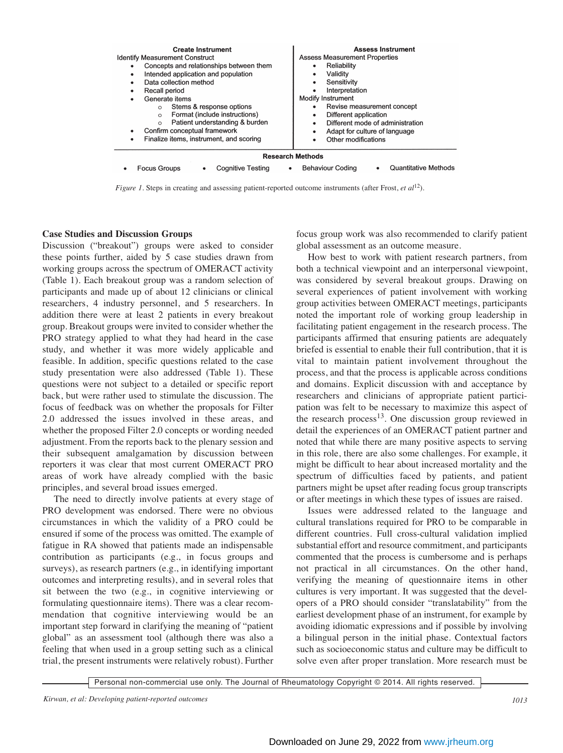| Create Instrument | Assess Instrument |
|---|---|
| Identify Measurement Construct | Assess Measurement Properties |
| • Concepts and relationships between them | • Reliability |
| • Intended application and population | • Validity |
| • Data collection method | • Sensitivity |
| • Recall period | • Interpretation |
| • Generate items | Modify Instrument |
| ○ Stems & response options | • Revise measurement concept |
| ○ Format (include instructions) | • Different application |
| ○ Patient understanding & burden | • Different mode of administration |
| • Confirm conceptual framework | • Adapt for culture of language |
| • Finalize items, instrument, and scoring | • Other modifications |

**Research Methods**

- Focus Groups
- Cognitive Testing
- Behaviour Coding
- Quantitative Methods

*Figure 1.* Steps in creating and assessing patient-reported outcome instruments (after Frost, *et al*[12]).

**Case Studies and Discussion Groups**

Discussion ("breakout") groups were asked to consider these points further, aided by 5 case studies drawn from working groups across the spectrum of OMERACT activity (Table 1). Each breakout group was a random selection of participants and made up of about 12 clinicians or clinical researchers, 4 industry personnel, and 5 researchers. In addition there were at least 2 patients in every breakout group. Breakout groups were invited to consider whether the PRO strategy applied to what they had heard in the case study, and whether it was more widely applicable and feasible. In addition, specific questions related to the case study presentation were also addressed (Table 1). These questions were not subject to a detailed or specific report back, but were rather used to stimulate the discussion. The focus of feedback was on whether the proposals for Filter 2.0 addressed the issues involved in these areas, and whether the proposed Filter 2.0 concepts or wording needed adjustment. From the reports back to the plenary session and their subsequent amalgamation by discussion between reporters it was clear that most current OMERACT PRO areas of work have already complied with the basic principles, and several broad issues emerged.

The need to directly involve patients at every stage of PRO development was endorsed. There were no obvious circumstances in which the validity of a PRO could be ensured if some of the process was omitted. The example of fatigue in RA showed that patients made an indispensable contribution as participants (e.g., in focus groups and surveys), as research partners (e.g., in identifying important outcomes and interpreting results), and in several roles that sit between the two (e.g., in cognitive interviewing or formulating questionnaire items). There was a clear recommendation that cognitive interviewing would be an important step forward in clarifying the meaning of "patient global" as an assessment tool (although there was also a feeling that when used in a group setting such as a clinical trial, the present instruments were relatively robust). Further focus group work was also recommended to clarify patient global assessment as an outcome measure.

How best to work with patient research partners, from both a technical viewpoint and an interpersonal viewpoint, was considered by several breakout groups. Drawing on several experiences of patient involvement with working group activities between OMERACT meetings, participants noted the important role of working group leadership in facilitating patient engagement in the research process. The participants affirmed that ensuring patients are adequately briefed is essential to enable their full contribution, that it is vital to maintain patient involvement throughout the process, and that the process is applicable across conditions and domains. Explicit discussion with and acceptance by researchers and clinicians of appropriate patient participation was felt to be necessary to maximize this aspect of the research process[13]. One discussion group reviewed in detail the experiences of an OMERACT patient partner and noted that while there are many positive aspects to serving in this role, there are also some challenges. For example, it might be difficult to hear about increased mortality and the spectrum of difficulties faced by patients, and patient partners might be upset after reading focus group transcripts or after meetings in which these types of issues are raised.

Issues were addressed related to the language and cultural translations required for PRO to be comparable in different countries. Full cross-cultural validation implied substantial effort and resource commitment, and participants commented that the process is cumbersome and is perhaps not practical in all circumstances. On the other hand, verifying the meaning of questionnaire items in other cultures is very important. It was suggested that the developers of a PRO should consider "translatability" from the earliest development phase of an instrument, for example by avoiding idiomatic expressions and if possible by involving a bilingual person in the initial phase. Contextual factors such as socioeconomic status and culture may be difficult to solve even after proper translation. More research must be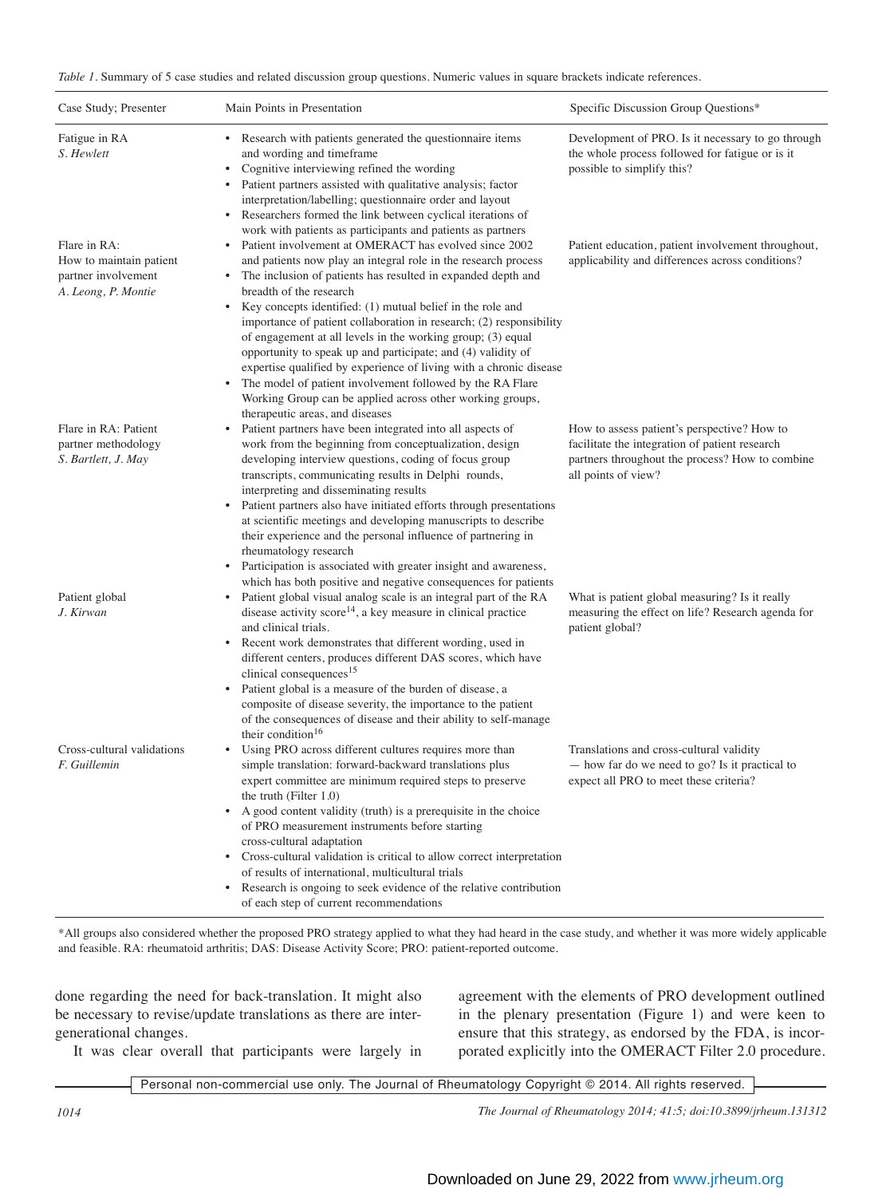*Table 1*. Summary of 5 case studies and related discussion group questions. Numeric values in square brackets indicate references.

| Case Study; Presenter | Main Points in Presentation | Specific Discussion Group Questions* |
|---|---|---|
| Fatigue in RA *S. Hewlett* | • Research with patients generated the questionnaire items and wording and timeframe • Cognitive interviewing refined the wording • Patient partners assisted with qualitative analysis; factor interpretation/labelling; questionnaire order and layout • Researchers formed the link between cyclical iterations of work with patients as participants and patients as partners | Development of PRO. Is it necessary to go through the whole process followed for fatigue or is it possible to simplify this? |
| Flare in RA: How to maintain patient partner involvement *A. Leong, P. Montie* | • Patient involvement at OMERACT has evolved since 2002 and patients now play an integral role in the research process • The inclusion of patients has resulted in expanded depth and breadth of the research • Key concepts identified: (1) mutual belief in the role and importance of patient collaboration in research; (2) responsibility of engagement at all levels in the working group; (3) equal opportunity to speak up and participate; and (4) validity of expertise qualified by experience of living with a chronic disease • The model of patient involvement followed by the RA Flare Working Group can be applied across other working groups, therapeutic areas, and diseases | Patient education, patient involvement throughout, applicability and differences across conditions? |
| Flare in RA: Patient partner methodology *S. Bartlett, J. May* | • Patient partners have been integrated into all aspects of work from the beginning from conceptualization, design developing interview questions, coding of focus group transcripts, communicating results in Delphi rounds, interpreting and disseminating results • Patient partners also have initiated efforts through presentations at scientific meetings and developing manuscripts to describe their experience and the personal influence of partnering in rheumatology research • Participation is associated with greater insight and awareness, which has both positive and negative consequences for patients | How to assess patient's perspective? How to facilitate the integration of patient research partners throughout the process? How to combine all points of view? |
| Patient global *J. Kirwan* | • Patient global visual analog scale is an integral part of the RA disease activity score[14], a key measure in clinical practice and clinical trials. • Recent work demonstrates that different wording, used in different centers, produces different DAS scores, which have clinical consequences[15] • Patient global is a measure of the burden of disease, a composite of disease severity, the importance to the patient of the consequences of disease and their ability to self-manage their condition[16] | What is patient global measuring? Is it really measuring the effect on life? Research agenda for patient global? |
| Cross-cultural validations *F. Guillemin* | • Using PRO across different cultures requires more than simple translation: forward-backward translations plus expert committee are minimum required steps to preserve the truth (Filter 1.0) • A good content validity (truth) is a prerequisite in the choice of PRO measurement instruments before starting cross-cultural adaptation • Cross-cultural validation is critical to allow correct interpretation of results of international, multicultural trials • Research is ongoing to seek evidence of the relative contribution of each step of current recommendations | Translations and cross-cultural validity — how far do we need to go? Is it practical to expect all PRO to meet these criteria? |

*All groups also considered whether the proposed PRO strategy applied to what they had heard in the case study, and whether it was more widely applicable and feasible. RA: rheumatoid arthritis; DAS: Disease Activity Score; PRO: patient-reported outcome.

done regarding the need for back-translation. It might also be necessary to revise/update translations as there are intergenerational changes.

It was clear overall that participants were largely in agreement with the elements of PRO development outlined in the plenary presentation (Figure 1) and were keen to ensure that this strategy, as endorsed by the FDA, is incorporated explicitly into the OMERACT Filter 2.0 procedure.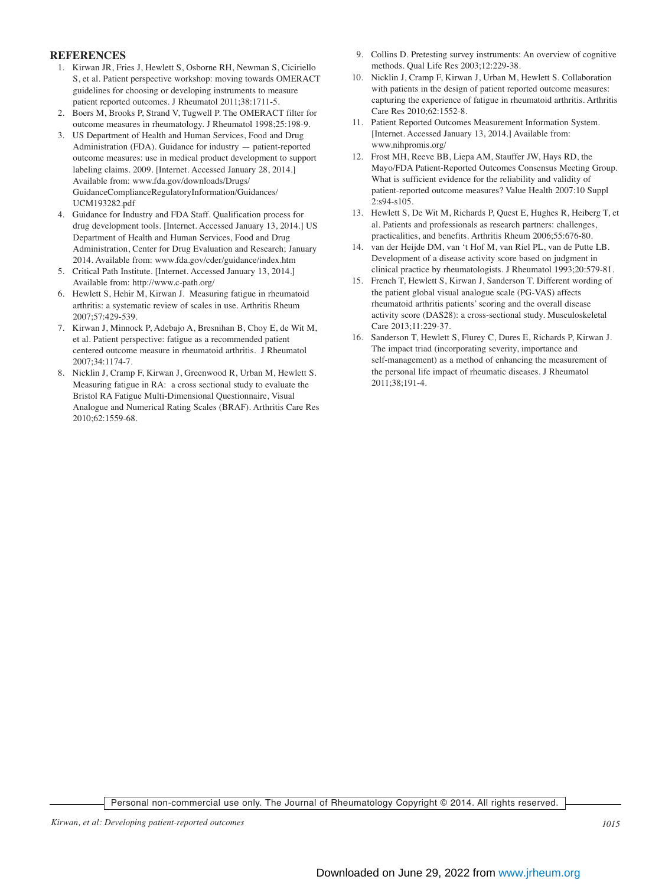## REFERENCES

1. Kirwan JR, Fries J, Hewlett S, Osborne RH, Newman S, Ciciriello S, et al. Patient perspective workshop: moving towards OMERACT guidelines for choosing or developing instruments to measure patient reported outcomes. J Rheumatol 2011;38:1711-5.
2. Boers M, Brooks P, Strand V, Tugwell P. The OMERACT filter for outcome measures in rheumatology. J Rheumatol 1998;25:198-9.
3. US Department of Health and Human Services, Food and Drug Administration (FDA). Guidance for industry — patient-reported outcome measures: use in medical product development to support labeling claims. 2009. [Internet. Accessed January 28, 2014.] Available from: www.fda.gov/downloads/Drugs/GuidanceComplianceRegulatoryInformation/Guidances/UCM193282.pdf
4. Guidance for Industry and FDA Staff. Qualification process for drug development tools. [Internet. Accessed January 13, 2014.] US Department of Health and Human Services, Food and Drug Administration, Center for Drug Evaluation and Research; January 2014. Available from: www.fda.gov/cder/guidance/index.htm
5. Critical Path Institute. [Internet. Accessed January 13, 2014.] Available from: http://www.c-path.org/
6. Hewlett S, Hehir M, Kirwan J. Measuring fatigue in rheumatoid arthritis: a systematic review of scales in use. Arthritis Rheum 2007;57:429-539.
7. Kirwan J, Minnock P, Adebajo A, Bresnihan B, Choy E, de Wit M, et al. Patient perspective: fatigue as a recommended patient centered outcome measure in rheumatoid arthritis. J Rheumatol 2007;34:1174-7.
8. Nicklin J, Cramp F, Kirwan J, Greenwood R, Urban M, Hewlett S. Measuring fatigue in RA: a cross sectional study to evaluate the Bristol RA Fatigue Multi-Dimensional Questionnaire, Visual Analogue and Numerical Rating Scales (BRAF). Arthritis Care Res 2010;62:1559-68.
9. Collins D. Pretesting survey instruments: An overview of cognitive methods. Qual Life Res 2003;12:229-38.
10. Nicklin J, Cramp F, Kirwan J, Urban M, Hewlett S. Collaboration with patients in the design of patient reported outcome measures: capturing the experience of fatigue in rheumatoid arthritis. Arthritis Care Res 2010;62:1552-8.
11. Patient Reported Outcomes Measurement Information System. [Internet. Accessed January 13, 2014.] Available from: www.nihpromis.org/
12. Frost MH, Reeve BB, Liepa AM, Stauffer JW, Hays RD, the Mayo/FDA Patient-Reported Outcomes Consensus Meeting Group. What is sufficient evidence for the reliability and validity of patient-reported outcome measures? Value Health 2007:10 Suppl 2:s94-s105.
13. Hewlett S, De Wit M, Richards P, Quest E, Hughes R, Heiberg T, et al. Patients and professionals as research partners: challenges, practicalities, and benefits. Arthritis Rheum 2006;55:676-80.
14. van der Heijde DM, van 't Hof M, van Riel PL, van de Putte LB. Development of a disease activity score based on judgment in clinical practice by rheumatologists. J Rheumatol 1993;20:579-81.
15. French T, Hewlett S, Kirwan J, Sanderson T. Different wording of the patient global visual analogue scale (PG-VAS) affects rheumatoid arthritis patients' scoring and the overall disease activity score (DAS28): a cross-sectional study. Musculoskeletal Care 2013;11:229-37.
16. Sanderson T, Hewlett S, Flurey C, Dures E, Richards P, Kirwan J. The impact triad (incorporating severity, importance and self-management) as a method of enhancing the measurement of the personal life impact of rheumatic diseases. J Rheumatol 2011;38;191-4.